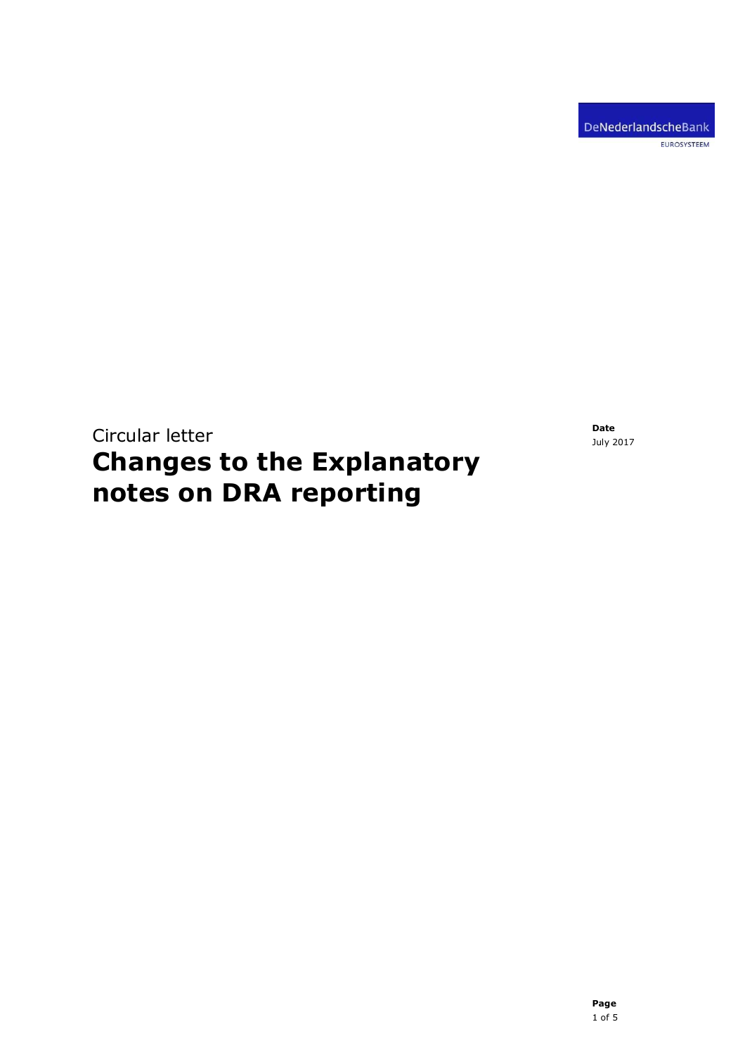DeNederlandscheBank

EUROSYSTEEM

Circular letter

# Changes to the Explanatory notes on DRA reporting

**Date**
July 2017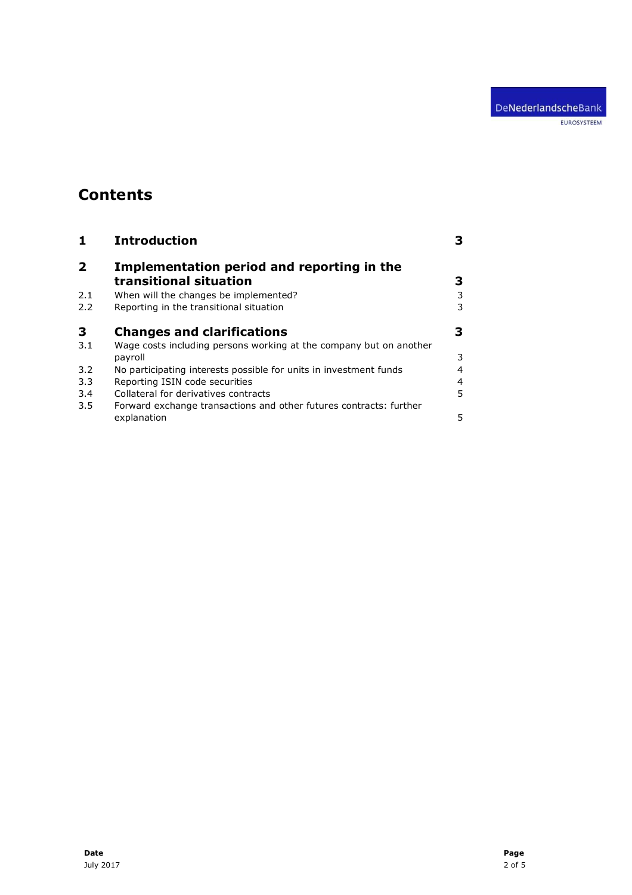# Contents

| | | |
|---|---|---|
| **1** | **Introduction** | **3** |
| **2** | **Implementation period and reporting in the transitional situation** | **3** |
| 2.1 | When will the changes be implemented? | 3 |
| 2.2 | Reporting in the transitional situation | 3 |
| **3** | **Changes and clarifications** | **3** |
| 3.1 | Wage costs including persons working at the company but on another payroll | 3 |
| 3.2 | No participating interests possible for units in investment funds | 4 |
| 3.3 | Reporting ISIN code securities | 4 |
| 3.4 | Collateral for derivatives contracts | 5 |
| 3.5 | Forward exchange transactions and other futures contracts: further explanation | 5 |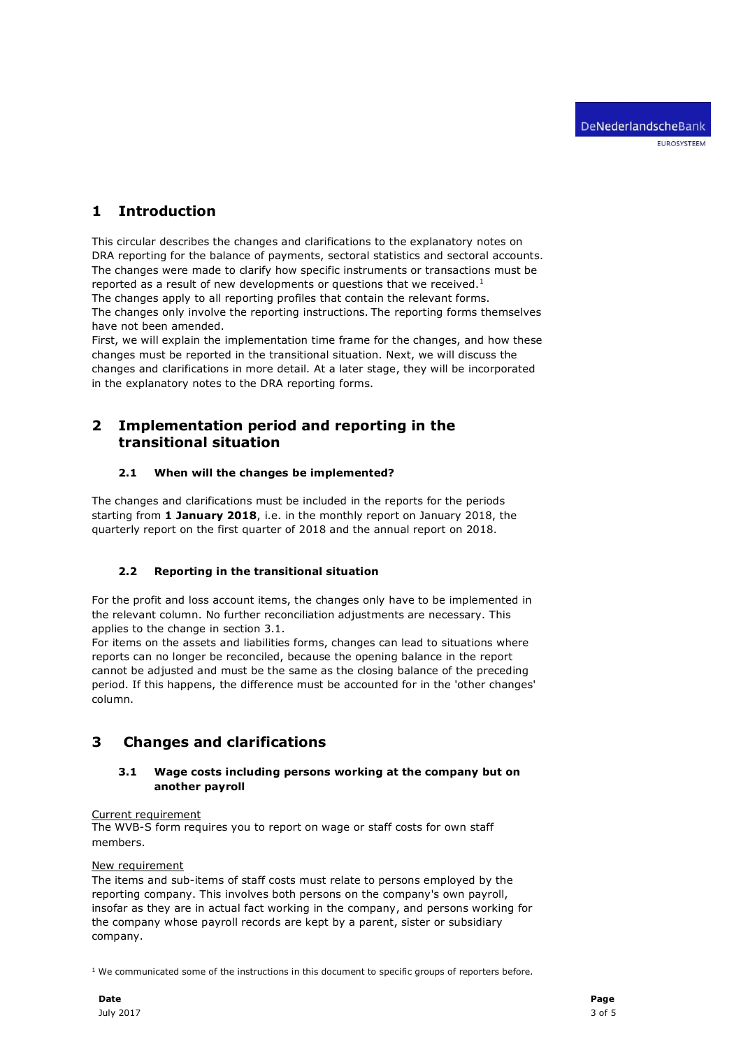# 1 Introduction

This circular describes the changes and clarifications to the explanatory notes on DRA reporting for the balance of payments, sectoral statistics and sectoral accounts. The changes were made to clarify how specific instruments or transactions must be reported as a result of new developments or questions that we received.[1]
The changes apply to all reporting profiles that contain the relevant forms.
The changes only involve the reporting instructions. The reporting forms themselves have not been amended.
First, we will explain the implementation time frame for the changes, and how these changes must be reported in the transitional situation. Next, we will discuss the changes and clarifications in more detail. At a later stage, they will be incorporated in the explanatory notes to the DRA reporting forms.

# 2 Implementation period and reporting in the transitional situation

## 2.1 When will the changes be implemented?

The changes and clarifications must be included in the reports for the periods starting from **1 January 2018**, i.e. in the monthly report on January 2018, the quarterly report on the first quarter of 2018 and the annual report on 2018.

## 2.2 Reporting in the transitional situation

For the profit and loss account items, the changes only have to be implemented in the relevant column. No further reconciliation adjustments are necessary. This applies to the change in section 3.1.
For items on the assets and liabilities forms, changes can lead to situations where reports can no longer be reconciled, because the opening balance in the report cannot be adjusted and must be the same as the closing balance of the preceding period. If this happens, the difference must be accounted for in the 'other changes' column.

# 3 Changes and clarifications

## 3.1 Wage costs including persons working at the company but on another payroll

Current requirement
The WVB-S form requires you to report on wage or staff costs for own staff members.

New requirement
The items and sub-items of staff costs must relate to persons employed by the reporting company. This involves both persons on the company's own payroll, insofar as they are in actual fact working in the company, and persons working for the company whose payroll records are kept by a parent, sister or subsidiary company.

[1] We communicated some of the instructions in this document to specific groups of reporters before.

**Date**
July 2017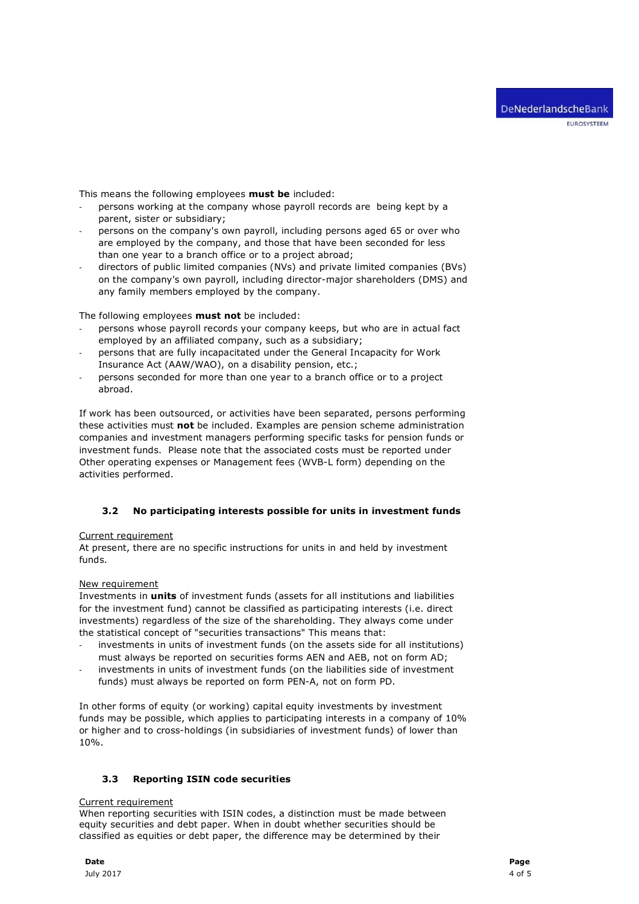This means the following employees **must be** included:

- persons working at the company whose payroll records are being kept by a parent, sister or subsidiary;
- persons on the company's own payroll, including persons aged 65 or over who are employed by the company, and those that have been seconded for less than one year to a branch office or to a project abroad;
- directors of public limited companies (NVs) and private limited companies (BVs) on the company's own payroll, including director-major shareholders (DMS) and any family members employed by the company.

The following employees **must not** be included:

- persons whose payroll records your company keeps, but who are in actual fact employed by an affiliated company, such as a subsidiary;
- persons that are fully incapacitated under the General Incapacity for Work Insurance Act (AAW/WAO), on a disability pension, etc.;
- persons seconded for more than one year to a branch office or to a project abroad.

If work has been outsourced, or activities have been separated, persons performing these activities must **not** be included. Examples are pension scheme administration companies and investment managers performing specific tasks for pension funds or investment funds. Please note that the associated costs must be reported under Other operating expenses or Management fees (WVB-L form) depending on the activities performed.

### 3.2 No participating interests possible for units in investment funds

Current requirement

At present, there are no specific instructions for units in and held by investment funds.

New requirement

Investments in **units** of investment funds (assets for all institutions and liabilities for the investment fund) cannot be classified as participating interests (i.e. direct investments) regardless of the size of the shareholding. They always come under the statistical concept of "securities transactions" This means that:

- investments in units of investment funds (on the assets side for all institutions) must always be reported on securities forms AEN and AEB, not on form AD;
- investments in units of investment funds (on the liabilities side of investment funds) must always be reported on form PEN-A, not on form PD.

In other forms of equity (or working) capital equity investments by investment funds may be possible, which applies to participating interests in a company of 10% or higher and to cross-holdings (in subsidiaries of investment funds) of lower than 10%.

### 3.3 Reporting ISIN code securities

Current requirement

When reporting securities with ISIN codes, a distinction must be made between equity securities and debt paper. When in doubt whether securities should be classified as equities or debt paper, the difference may be determined by their

**Date**
July 2017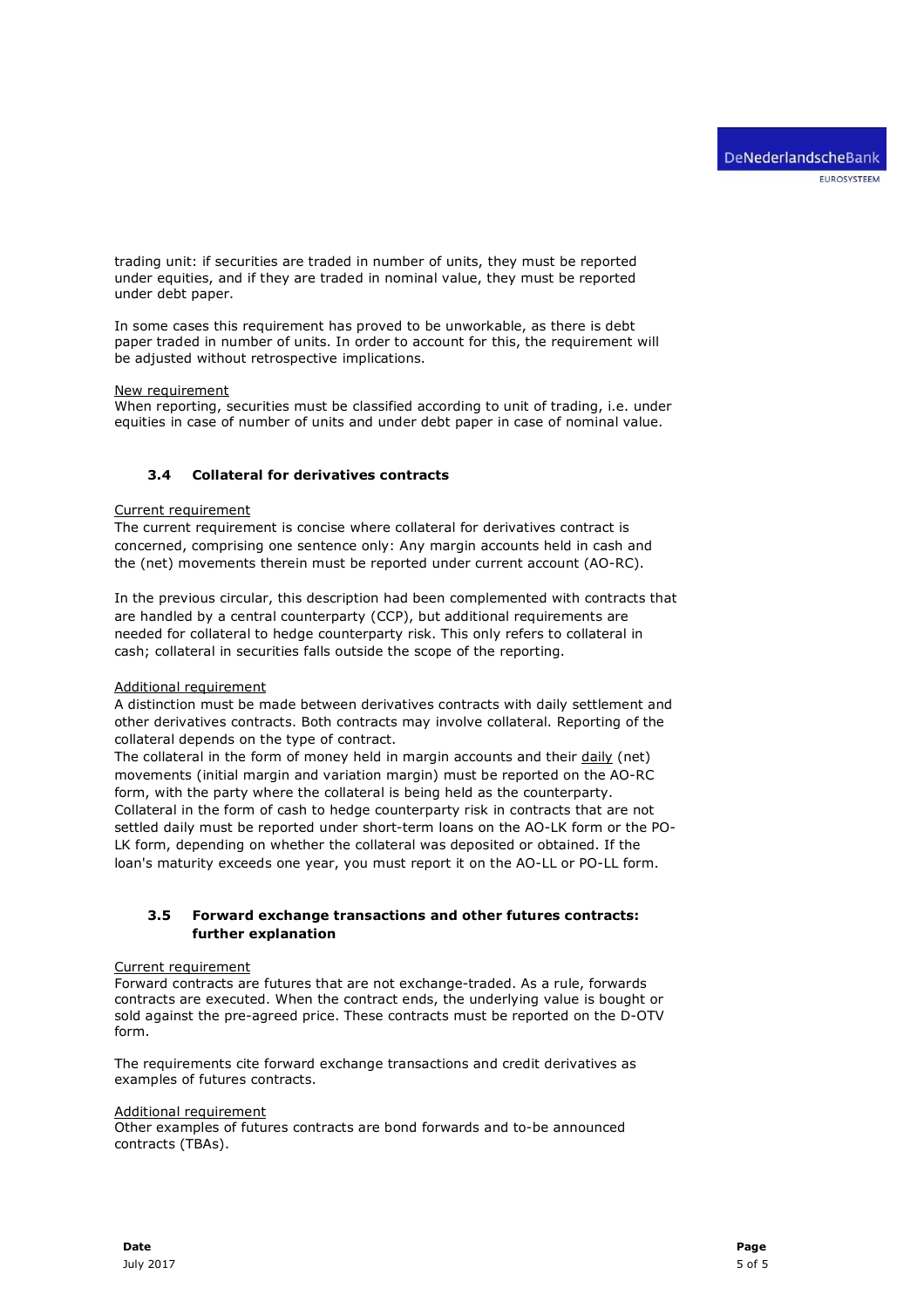trading unit: if securities are traded in number of units, they must be reported under equities, and if they are traded in nominal value, they must be reported under debt paper.

In some cases this requirement has proved to be unworkable, as there is debt paper traded in number of units. In order to account for this, the requirement will be adjusted without retrospective implications.

<u>New requirement</u>
When reporting, securities must be classified according to unit of trading, i.e. under equities in case of number of units and under debt paper in case of nominal value.

### 3.4 Collateral for derivatives contracts

<u>Current requirement</u>
The current requirement is concise where collateral for derivatives contract is concerned, comprising one sentence only: Any margin accounts held in cash and the (net) movements therein must be reported under current account (AO-RC).

In the previous circular, this description had been complemented with contracts that are handled by a central counterparty (CCP), but additional requirements are needed for collateral to hedge counterparty risk. This only refers to collateral in cash; collateral in securities falls outside the scope of the reporting.

<u>Additional requirement</u>
A distinction must be made between derivatives contracts with daily settlement and other derivatives contracts. Both contracts may involve collateral. Reporting of the collateral depends on the type of contract.
The collateral in the form of money held in margin accounts and their <u>daily</u> (net) movements (initial margin and variation margin) must be reported on the AO-RC form, with the party where the collateral is being held as the counterparty.
Collateral in the form of cash to hedge counterparty risk in contracts that are not settled daily must be reported under short-term loans on the AO-LK form or the PO-LK form, depending on whether the collateral was deposited or obtained. If the loan's maturity exceeds one year, you must report it on the AO-LL or PO-LL form.

### 3.5 Forward exchange transactions and other futures contracts: further explanation

<u>Current requirement</u>
Forward contracts are futures that are not exchange-traded. As a rule, forwards contracts are executed. When the contract ends, the underlying value is bought or sold against the pre-agreed price. These contracts must be reported on the D-OTV form.

The requirements cite forward exchange transactions and credit derivatives as examples of futures contracts.

<u>Additional requirement</u>
Other examples of futures contracts are bond forwards and to-be announced contracts (TBAs).